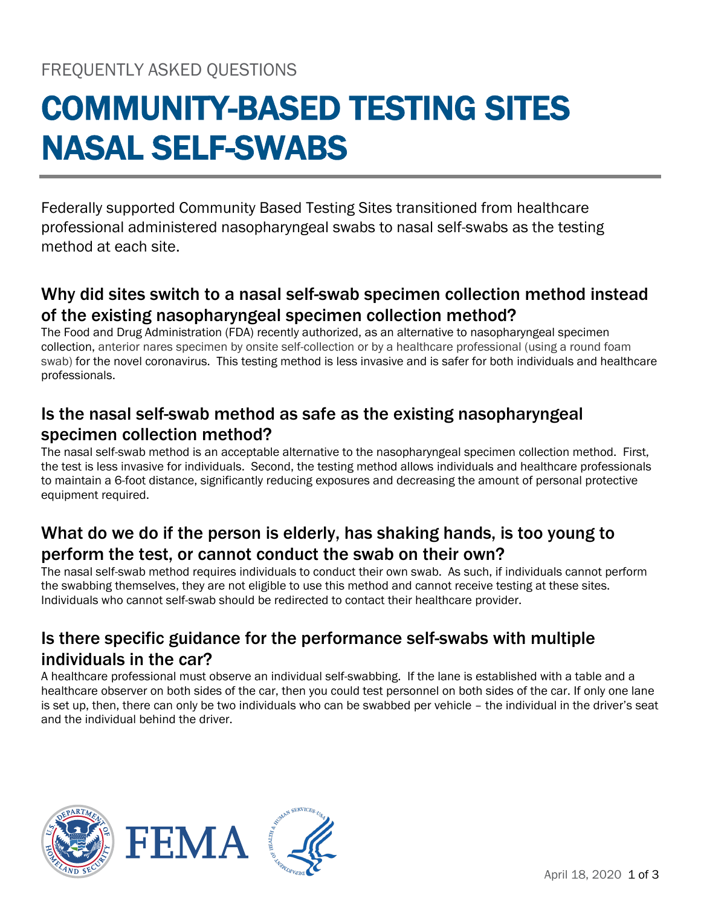FREQUENTLY ASKED QUESTIONS

# COMMUNITY-BASED TESTING SITES NASAL SELF-SWABS

Federally supported Community Based Testing Sites transitioned from healthcare professional administered nasopharyngeal swabs to nasal self-swabs as the testing method at each site.

## Why did sites switch to a nasal self-swab specimen collection method instead of the existing nasopharyngeal specimen collection method?

The Food and Drug Administration (FDA) recently authorized, as an alternative to nasopharyngeal specimen collection, anterior nares specimen by onsite self-collection or by a healthcare professional (using a round foam swab) for the novel coronavirus. This testing method is less invasive and is safer for both individuals and healthcare professionals.

## Is the nasal self-swab method as safe as the existing nasopharyngeal specimen collection method?

The nasal self-swab method is an acceptable alternative to the nasopharyngeal specimen collection method. First, the test is less invasive for individuals. Second, the testing method allows individuals and healthcare professionals to maintain a 6-foot distance, significantly reducing exposures and decreasing the amount of personal protective equipment required.

## What do we do if the person is elderly, has shaking hands, is too young to perform the test, or cannot conduct the swab on their own?

The nasal self-swab method requires individuals to conduct their own swab. As such, if individuals cannot perform the swabbing themselves, they are not eligible to use this method and cannot receive testing at these sites. Individuals who cannot self-swab should be redirected to contact their healthcare provider.

## Is there specific guidance for the performance self-swabs with multiple individuals in the car?

A healthcare professional must observe an individual self-swabbing. If the lane is established with a table and a healthcare observer on both sides of the car, then you could test personnel on both sides of the car. If only one lane is set up, then, there can only be two individuals who can be swabbed per vehicle – the individual in the driver's seat and the individual behind the driver.

April 18, 2020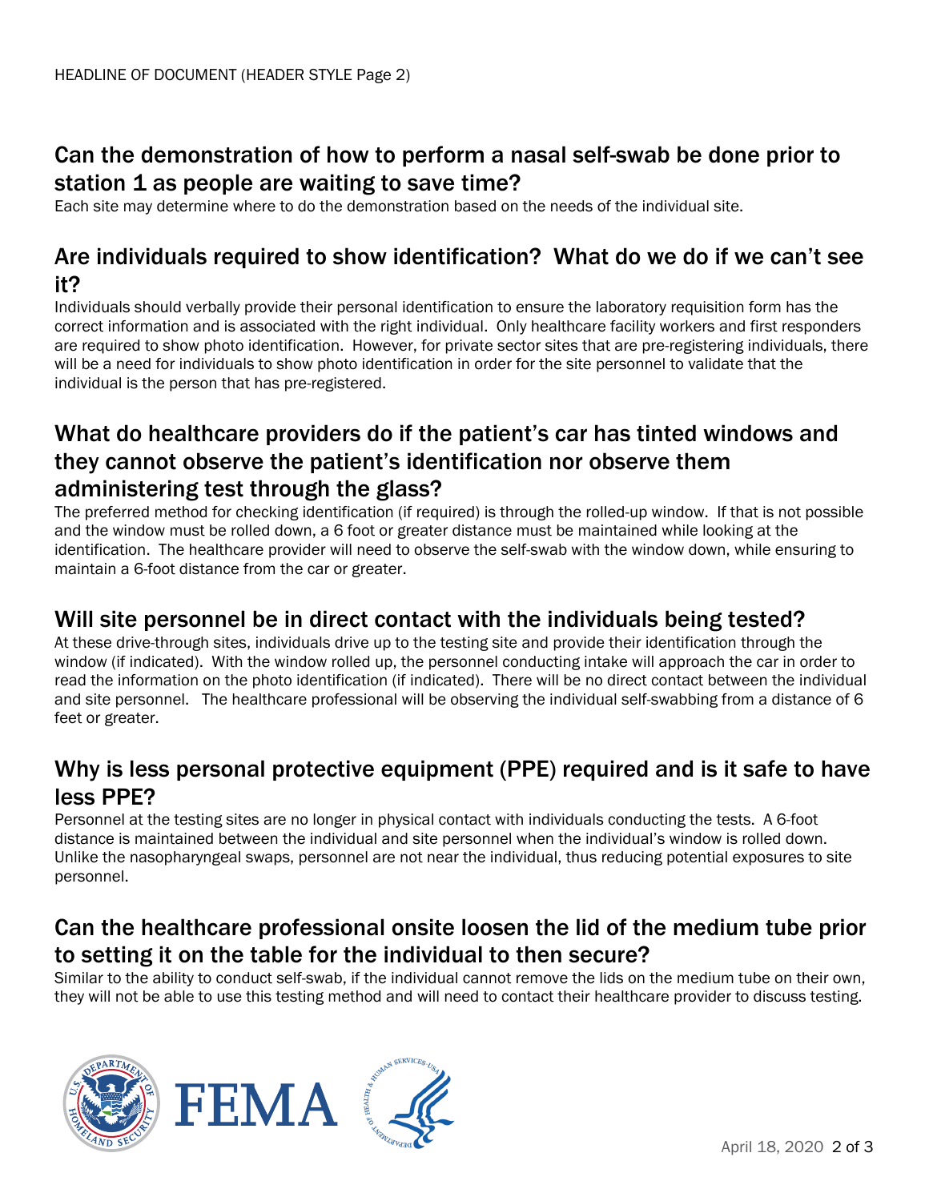## Can the demonstration of how to perform a nasal self-swab be done prior to station 1 as people are waiting to save time?

Each site may determine where to do the demonstration based on the needs of the individual site.

## Are individuals required to show identification? What do we do if we can't see it?

Individuals should verbally provide their personal identification to ensure the laboratory requisition form has the correct information and is associated with the right individual. Only healthcare facility workers and first responders are required to show photo identification. However, for private sector sites that are pre-registering individuals, there will be a need for individuals to show photo identification in order for the site personnel to validate that the individual is the person that has pre-registered.

## What do healthcare providers do if the patient's car has tinted windows and they cannot observe the patient's identification nor observe them administering test through the glass?

The preferred method for checking identification (if required) is through the rolled-up window. If that is not possible and the window must be rolled down, a 6 foot or greater distance must be maintained while looking at the identification. The healthcare provider will need to observe the self-swab with the window down, while ensuring to maintain a 6-foot distance from the car or greater.

## Will site personnel be in direct contact with the individuals being tested?

At these drive-through sites, individuals drive up to the testing site and provide their identification through the window (if indicated). With the window rolled up, the personnel conducting intake will approach the car in order to read the information on the photo identification (if indicated). There will be no direct contact between the individual and site personnel. The healthcare professional will be observing the individual self-swabbing from a distance of 6 feet or greater.

## Why is less personal protective equipment (PPE) required and is it safe to have less PPE?

Personnel at the testing sites are no longer in physical contact with individuals conducting the tests. A 6-foot distance is maintained between the individual and site personnel when the individual's window is rolled down. Unlike the nasopharyngeal swaps, personnel are not near the individual, thus reducing potential exposures to site personnel.

## Can the healthcare professional onsite loosen the lid of the medium tube prior to setting it on the table for the individual to then secure?

Similar to the ability to conduct self-swab, if the individual cannot remove the lids on the medium tube on their own, they will not be able to use this testing method and will need to contact their healthcare provider to discuss testing.

April 18, 2020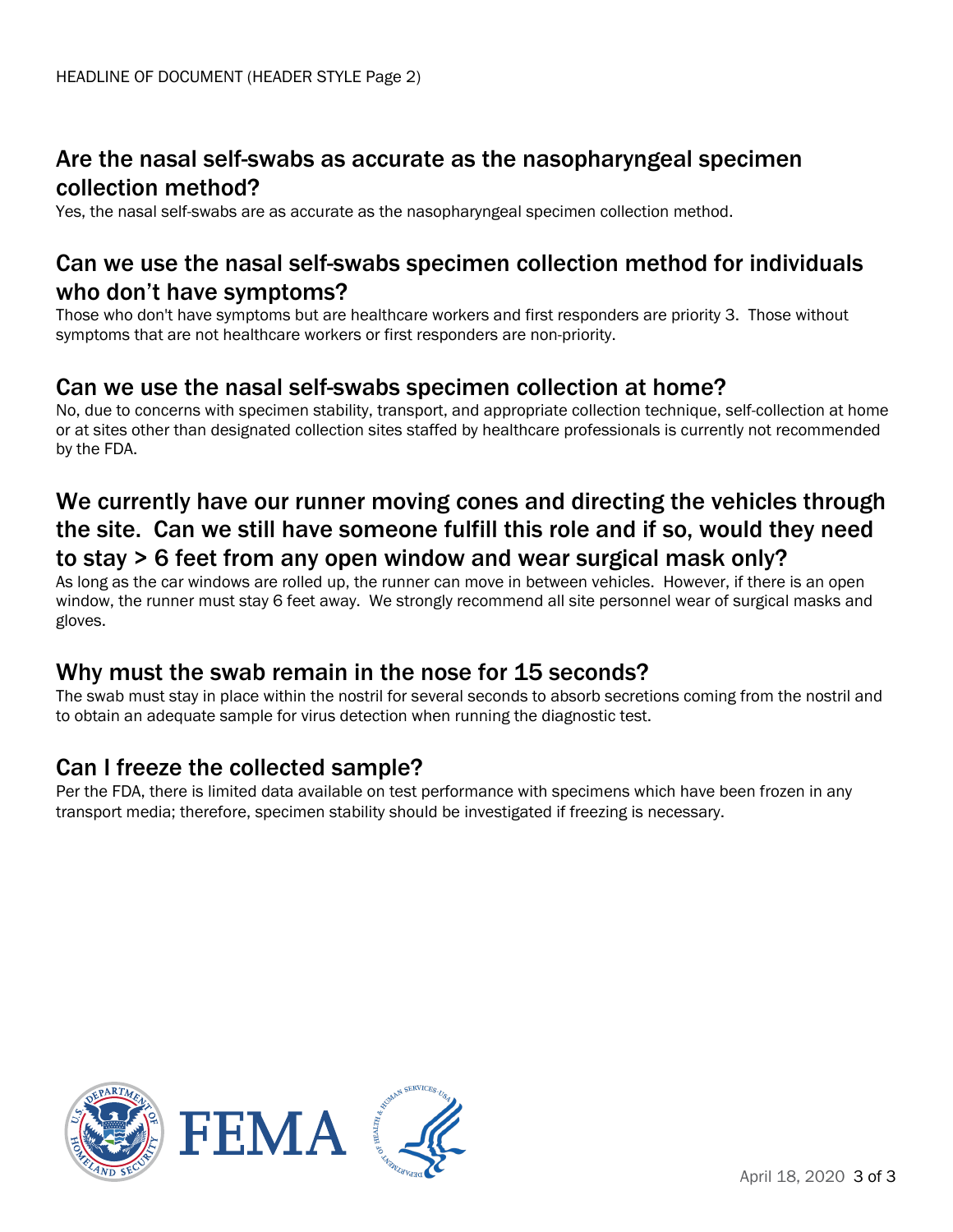## Are the nasal self-swabs as accurate as the nasopharyngeal specimen collection method?

Yes, the nasal self-swabs are as accurate as the nasopharyngeal specimen collection method.

## Can we use the nasal self-swabs specimen collection method for individuals who don't have symptoms?

Those who don't have symptoms but are healthcare workers and first responders are priority 3. Those without symptoms that are not healthcare workers or first responders are non-priority.

## Can we use the nasal self-swabs specimen collection at home?

No, due to concerns with specimen stability, transport, and appropriate collection technique, self-collection at home or at sites other than designated collection sites staffed by healthcare professionals is currently not recommended by the FDA.

## We currently have our runner moving cones and directing the vehicles through the site. Can we still have someone fulfill this role and if so, would they need to stay > 6 feet from any open window and wear surgical mask only?

As long as the car windows are rolled up, the runner can move in between vehicles. However, if there is an open window, the runner must stay 6 feet away. We strongly recommend all site personnel wear of surgical masks and gloves.

## Why must the swab remain in the nose for 15 seconds?

The swab must stay in place within the nostril for several seconds to absorb secretions coming from the nostril and to obtain an adequate sample for virus detection when running the diagnostic test.

## Can I freeze the collected sample?

Per the FDA, there is limited data available on test performance with specimens which have been frozen in any transport media; therefore, specimen stability should be investigated if freezing is necessary.

April 18, 2020